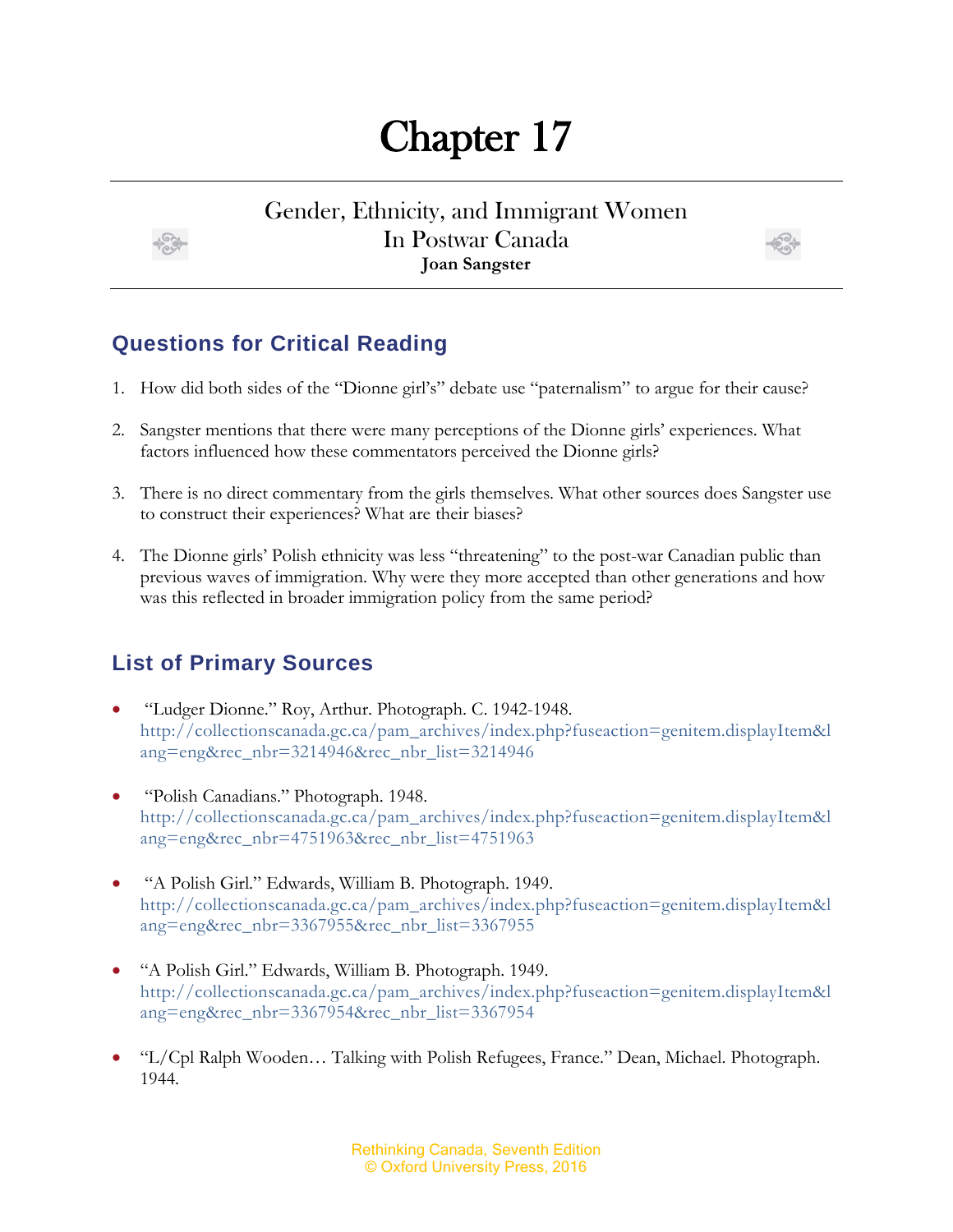# Chapter 17

## Gender, Ethnicity, and Immigrant Women In Postwar Canada

**Joan Sangster**

## Questions for Critical Reading

1. How did both sides of the "Dionne girl's" debate use "paternalism" to argue for their cause?

2. Sangster mentions that there were many perceptions of the Dionne girls' experiences. What factors influenced how these commentators perceived the Dionne girls?

3. There is no direct commentary from the girls themselves. What other sources does Sangster use to construct their experiences? What are their biases?

4. The Dionne girls' Polish ethnicity was less "threatening" to the post-war Canadian public than previous waves of immigration. Why were they more accepted than other generations and how was this reflected in broader immigration policy from the same period?

## List of Primary Sources

- "Ludger Dionne." Roy, Arthur. Photograph. C. 1942-1948. http://collectionscanada.gc.ca/pam_archives/index.php?fuseaction=genitem.displayItem&lang=eng&rec_nbr=3214946&rec_nbr_list=3214946

- "Polish Canadians." Photograph. 1948. http://collectionscanada.gc.ca/pam_archives/index.php?fuseaction=genitem.displayItem&lang=eng&rec_nbr=4751963&rec_nbr_list=4751963

- "A Polish Girl." Edwards, William B. Photograph. 1949. http://collectionscanada.gc.ca/pam_archives/index.php?fuseaction=genitem.displayItem&lang=eng&rec_nbr=3367955&rec_nbr_list=3367955

- "A Polish Girl." Edwards, William B. Photograph. 1949. http://collectionscanada.gc.ca/pam_archives/index.php?fuseaction=genitem.displayItem&lang=eng&rec_nbr=3367954&rec_nbr_list=3367954

- "L/Cpl Ralph Wooden… Talking with Polish Refugees, France." Dean, Michael. Photograph. 1944.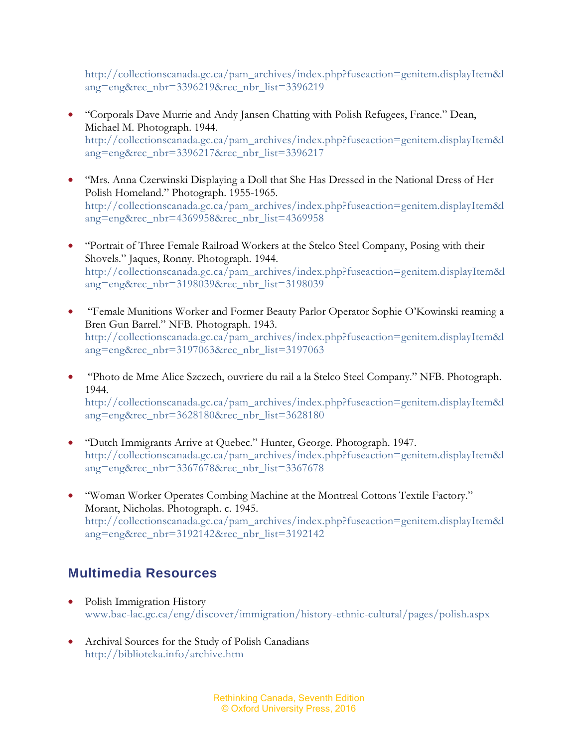http://collectionscanada.gc.ca/pam_archives/index.php?fuseaction=genitem.displayItem&lang=eng&rec_nbr=3396219&rec_nbr_list=3396219

- "Corporals Dave Murrie and Andy Jansen Chatting with Polish Refugees, France." Dean, Michael M. Photograph. 1944. http://collectionscanada.gc.ca/pam_archives/index.php?fuseaction=genitem.displayItem&lang=eng&rec_nbr=3396217&rec_nbr_list=3396217

- "Mrs. Anna Czerwinski Displaying a Doll that She Has Dressed in the National Dress of Her Polish Homeland." Photograph. 1955-1965. http://collectionscanada.gc.ca/pam_archives/index.php?fuseaction=genitem.displayItem&lang=eng&rec_nbr=4369958&rec_nbr_list=4369958

- "Portrait of Three Female Railroad Workers at the Stelco Steel Company, Posing with their Shovels." Jaques, Ronny. Photograph. 1944. http://collectionscanada.gc.ca/pam_archives/index.php?fuseaction=genitem.displayItem&lang=eng&rec_nbr=3198039&rec_nbr_list=3198039

- "Female Munitions Worker and Former Beauty Parlor Operator Sophie O'Kowinski reaming a Bren Gun Barrel." NFB. Photograph. 1943. http://collectionscanada.gc.ca/pam_archives/index.php?fuseaction=genitem.displayItem&lang=eng&rec_nbr=3197063&rec_nbr_list=3197063

- "Photo de Mme Alice Szczech, ouvriere du rail a la Stelco Steel Company." NFB. Photograph. 1944. http://collectionscanada.gc.ca/pam_archives/index.php?fuseaction=genitem.displayItem&lang=eng&rec_nbr=3628180&rec_nbr_list=3628180

- "Dutch Immigrants Arrive at Quebec." Hunter, George. Photograph. 1947. http://collectionscanada.gc.ca/pam_archives/index.php?fuseaction=genitem.displayItem&lang=eng&rec_nbr=3367678&rec_nbr_list=3367678

- "Woman Worker Operates Combing Machine at the Montreal Cottons Textile Factory." Morant, Nicholas. Photograph. c. 1945. http://collectionscanada.gc.ca/pam_archives/index.php?fuseaction=genitem.displayItem&lang=eng&rec_nbr=3192142&rec_nbr_list=3192142

## Multimedia Resources

- Polish Immigration History
  www.bac-lac.gc.ca/eng/discover/immigration/history-ethnic-cultural/pages/polish.aspx

- Archival Sources for the Study of Polish Canadians
  http://biblioteka.info/archive.htm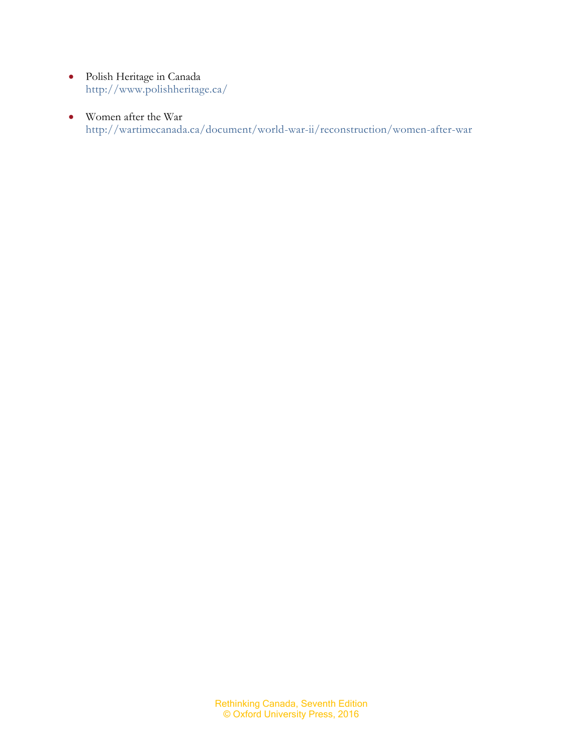- Polish Heritage in Canada
  http://www.polishheritage.ca/

- Women after the War
  http://wartimecanada.ca/document/world-war-ii/reconstruction/women-after-war